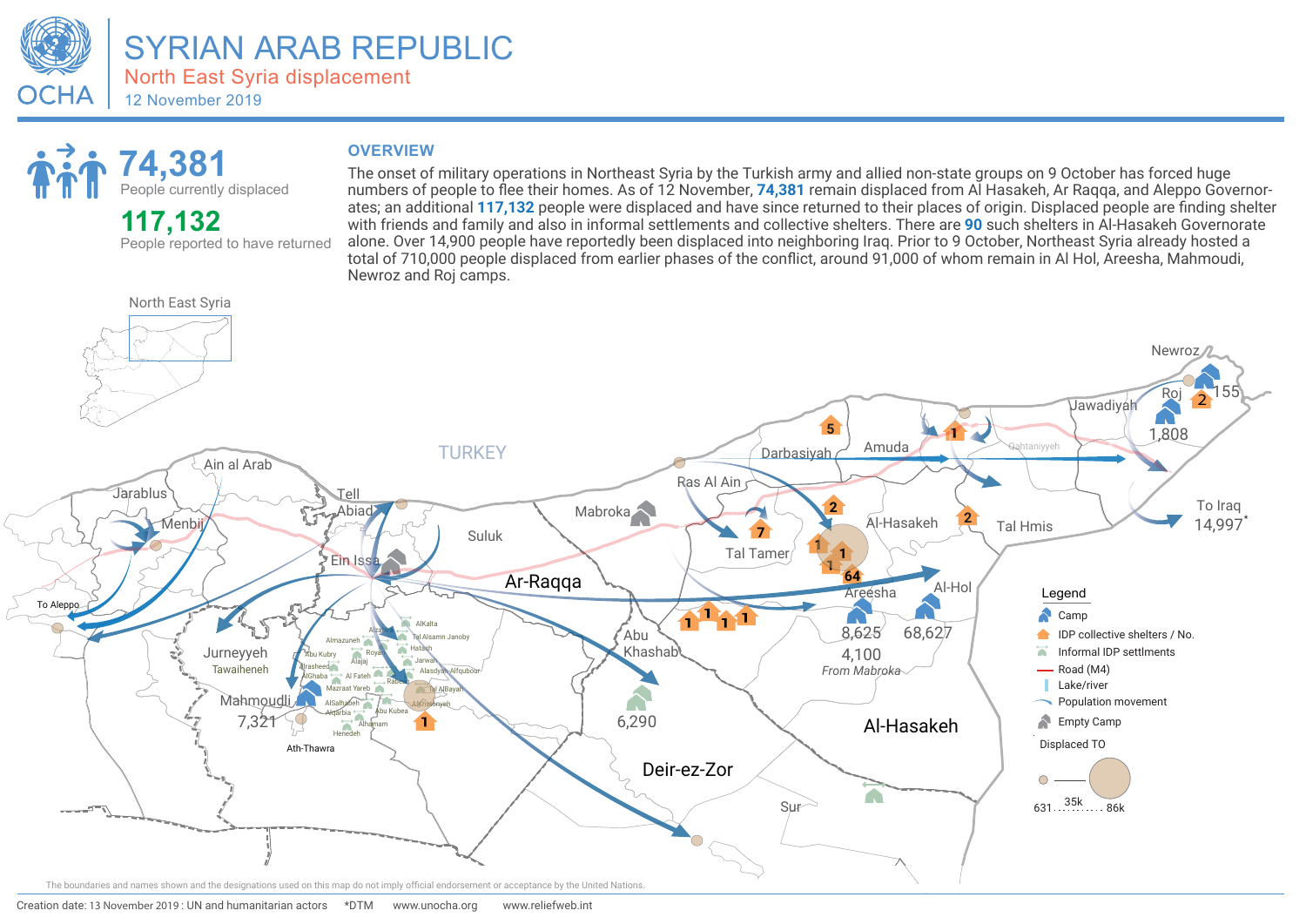# SYRIAN ARAB REPUBLIC

## North East Syria displacement

12 November 2019

**74,381**
People currently displaced

**117,132**
People reported to have returned

## OVERVIEW

The onset of military operations in Northeast Syria by the Turkish army and allied non-state groups on 9 October has forced huge numbers of people to flee their homes. As of 12 November, **74,381** remain displaced from Al Hasakeh, Ar Raqqa, and Aleppo Governorates; an additional **117,132** people were displaced and have since returned to their places of origin. Displaced people are finding shelter with friends and family and also in informal settlements and collective shelters. There are **90** such shelters in Al-Hasakeh Governorate alone. Over 14,900 people have reportedly been displaced into neighboring Iraq. Prior to 9 October, Northeast Syria already hosted a total of 710,000 people displaced from earlier phases of the conflict, around 91,000 of whom remain in Al Hol, Areesha, Mahmoudi, Newroz and Roj camps.

North East Syria

TURKEY

Newroz
Roj 155
1,808
Jawadiyah
Qahtaniyyeh
Darbasiyah
Amuda
To Iraq 14,997*
Ras Al Ain
Tal Tamer
Al-Hasakeh
Tal Hmis
Al-Hol
Areesha
8,625
68,627
4,100
*From Mabroka*
Mabroka
Ain al Arab
Jarablus
Menbij
Tell Abiad
Suluk
Ein Issa
Ar-Raqqa
To Aleppo
Junreyyeh
Tawaiheneh
Mahmoudli
7,321
Ath-Thawra
Abu Khashab
6,290
Deir-ez-Zor
Al-Hasakeh
Sur

Almazuneh, Abu Kubry, Alrasheed, AlGhaba, Alajaj, Al Fateh, Mazraat Yareb, AlSalhabeh, Algarbia, Alhamam, Henedeh, Royal, Alkalta, Tal Alsamn Janoby, Hatash, Jarwan, Alasdyah Alfuqour, Tal AlBayah, Alkhaleyyeh, Abu Kubea, Rabeah

### Legend

- Camp
- IDP collective shelters / No.
- Informal IDP settlments
- Road (M4)
- Lake/river
- Population movement
- Empty Camp

Displaced TO: 631 … 35k … 86k

The boundaries and names shown and the designations used on this map do not imply official endorsement or acceptance by the United Nations.

Creation date: 13 November 2019 : UN and humanitarian actors *DTM www.unocha.org www.reliefweb.int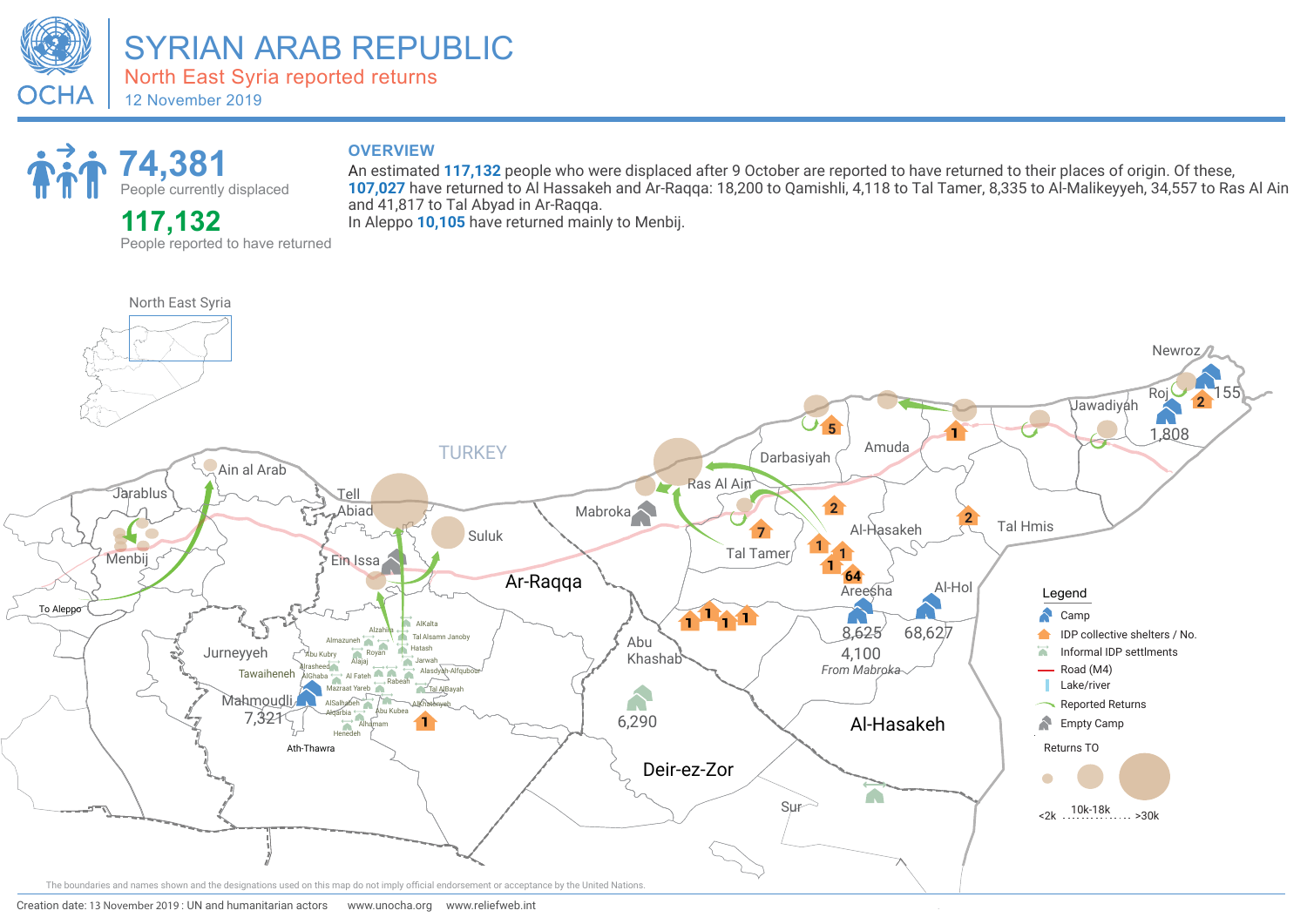# SYRIAN ARAB REPUBLIC

## North East Syria reported returns

12 November 2019

**74,381**
People currently displaced

**117,132**
People reported to have returned

## OVERVIEW

An estimated **117,132** people who were displaced after 9 October are reported to have returned to their places of origin. Of these, **107,027** have returned to Al Hassakeh and Ar-Raqqa: 18,200 to Qamishli, 4,118 to Tal Tamer, 8,335 to Al-Malikeyyeh, 34,557 to Ras Al Ain and 41,817 to Tal Abyad in Ar-Raqqa.
In Aleppo **10,105** have returned mainly to Menbij.

North East Syria

TURKEY

Jarablus
Ain al Arab
Menbij
To Aleppo
Tell Abiad
Suluk
Ein Issa
Ar-Raqqa
Mabroka
Ras Al Ain
Tal Tamer
Darbasiyah
Amuda
Al-Hasakeh
Tal Hmis
Areesha
8,625
4,100
From Mabroka
Al-Hol
68,627
Newroz
Roj
155
Jawadiyah
1,808
Jurneyyeh
Tawaiheneh
Mahmoudli
7,321
Ath-Thawra
Abu Khashab
6,290
Deir-ez-Zor
Al-Hasakeh
Sur

Alkalta
Tal Alsamn Janoby
Hatash
Jarwah
Alasdyah-Alfuqoul
Tal AlBayah
Alkhatoniyeh
Almazuneh
Alzahira
Royan
Abu Kubry
Alajaj
Alrasheed
AlGhaba
Al Fateh
Rabeah
Mazraat Yareb
AlSalhabeh
Algarbia
Abu Kubea
Alhamam
Henedeh

5
1
2
2
7
1
1
1
64
1
1
1
1
1
2

Legend
Camp
IDP collective shelters / No.
Informal IDP settlments
Road (M4)
Lake/river
Reported Returns
Empty Camp

Returns TO
<2k
10k-18k
>30k

The boundaries and names shown and the designations used on this map do not imply official endorsement or acceptance by the United Nations.

Creation date: 13 November 2019 : UN and humanitarian actors www.unocha.org www.reliefweb.int